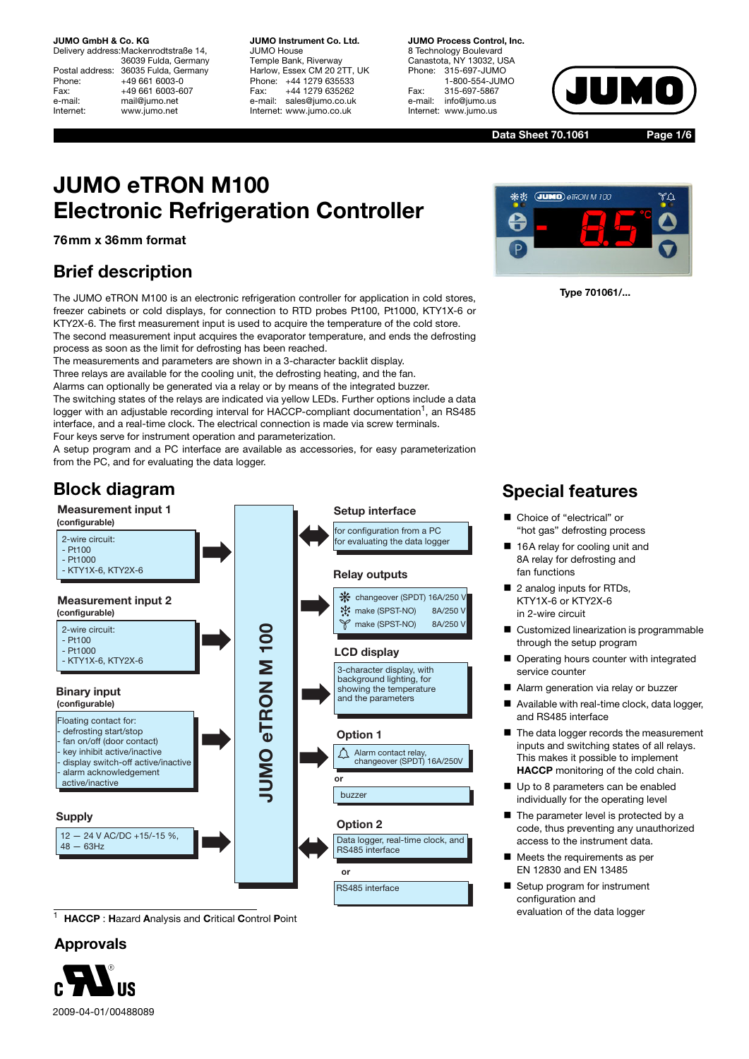**JUMO GmbH & Co. KG**
Delivery address: Mackenrodtstraße 14, 36039 Fulda, Germany
Postal address: 36035 Fulda, Germany
Phone: +49 661 6003-0
Fax: +49 661 6003-607
e-mail: mail@jumo.net
Internet: www.jumo.net

**JUMO Instrument Co. Ltd.**
JUMO House
Temple Bank, Riverway
Harlow, Essex CM 20 2TT, UK
Phone: +44 1279 635533
Fax: +44 1279 635262
e-mail: sales@jumo.co.uk
Internet: www.jumo.co.uk

**JUMO Process Control, Inc.**
8 Technology Boulevard
Canastota, NY 13032, USA
Phone: 315-697-JUMO
1-800-554-JUMO
Fax: 315-697-5867
e-mail: info@jumo.us
Internet: www.jumo.us

**Data Sheet 70.1061**

# JUMO eTRON M100
# Electronic Refrigeration Controller

**76mm x 36mm format**

Type 701061/...

## Brief description

The JUMO eTRON M100 is an electronic refrigeration controller for application in cold stores, freezer cabinets or cold displays, for connection to RTD probes Pt100, Pt1000, KTY1X-6 or KTY2X-6. The first measurement input is used to acquire the temperature of the cold store. The second measurement input acquires the evaporator temperature, and ends the defrosting process as soon as the limit for defrosting has been reached.
The measurements and parameters are shown in a 3-character backlit display.
Three relays are available for the cooling unit, the defrosting heating, and the fan.
Alarms can optionally be generated via a relay or by means of the integrated buzzer.
The switching states of the relays are indicated via yellow LEDs. Further options include a data logger with an adjustable recording interval for HACCP-compliant documentation[1], an RS485 interface, and a real-time clock. The electrical connection is made via screw terminals.
Four keys serve for instrument operation and parameterization.
A setup program and a PC interface are available as accessories, for easy parameterization from the PC, and for evaluating the data logger.

## Block diagram

**JUMO eTRON M 100**

**Measurement input 1** (configurable)
2-wire circuit:
- Pt100
- Pt1000
- KTY1X-6, KTY2X-6

**Measurement input 2** (configurable)
2-wire circuit:
- Pt100
- Pt1000
- KTY1X-6, KTY2X-6

**Binary input** (configurable)
Floating contact for:
- defrosting start/stop
- fan on/off (door contact)
- key inhibit active/inactive
- display switch-off active/inactive
- alarm acknowledgement active/inactive

**Supply**
12 — 24 V AC/DC +15/-15 %, 48 — 63Hz

**Setup interface**
for configuration from a PC
for evaluating the data logger

**Relay outputs**
- changeover (SPDT) 16A/250 V
- make (SPST-NO) 8A/250 V
- make (SPST-NO) 8A/250 V

**LCD display**
3-character display, with background lighting, for showing the temperature and the parameters

**Option 1**
Alarm contact relay, changeover (SPDT) 16A/250V
or
buzzer

**Option 2**
Data logger, real-time clock, and RS485 interface
or
RS485 interface

[1] **HACCP** : **H**azard **A**nalysis and **C**ritical **C**ontrol **P**oint

## Special features

- Choice of "electrical" or "hot gas" defrosting process
- 16A relay for cooling unit and 8A relay for defrosting and fan functions
- 2 analog inputs for RTDs, KTY1X-6 or KTY2X-6 in 2-wire circuit
- Customized linearization is programmable through the setup program
- Operating hours counter with integrated service counter
- Alarm generation via relay or buzzer
- Available with real-time clock, data logger, and RS485 interface
- The data logger records the measurement inputs and switching states of all relays. This makes it possible to implement **HACCP** monitoring of the cold chain.
- Up to 8 parameters can be enabled individually for the operating level
- The parameter level is protected by a code, thus preventing any unauthorized access to the instrument data.
- Meets the requirements as per EN 12830 and EN 13485
- Setup program for instrument configuration and evaluation of the data logger

## Approvals

c UL us

2009-04-01/00488089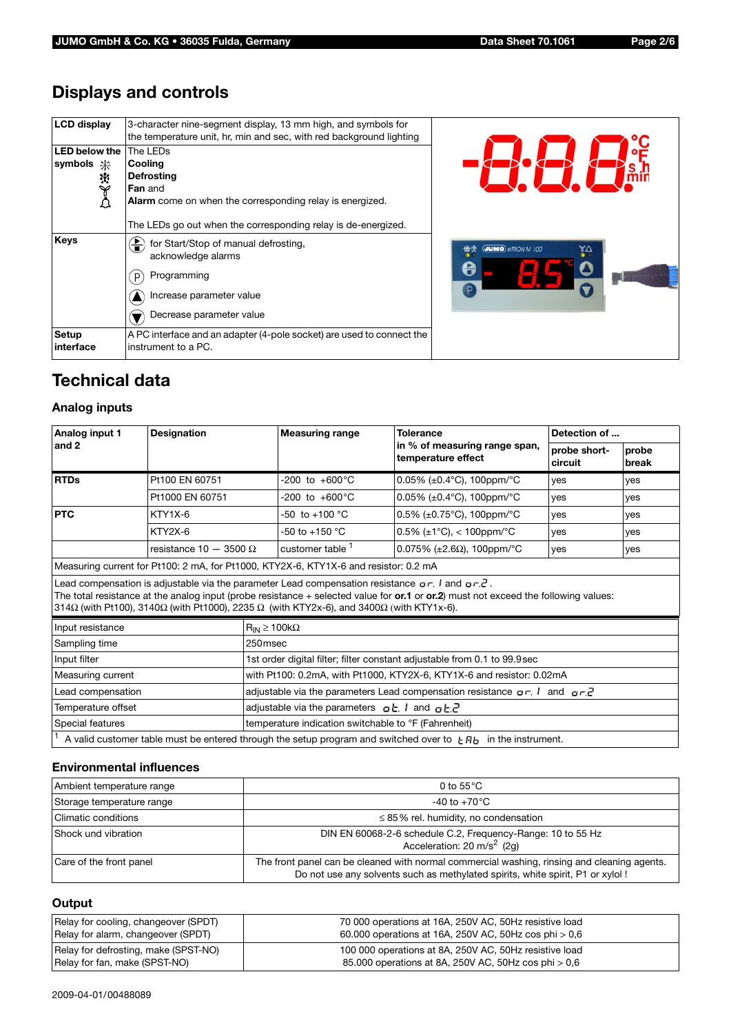## Displays and controls

| | |
|---|---|
| **LCD display** | 3-character nine-segment display, 13 mm high, and symbols for the temperature unit, hr, min and sec, with red background lighting |
| **LED below the symbols** | The LEDs **Cooling** **Defrosting** **Fan** and **Alarm** come on when the corresponding relay is energized. The LEDs go out when the corresponding relay is de-energized. |
| **Keys** | for Start/Stop of manual defrosting, acknowledge alarms; Programming; Increase parameter value; Decrease parameter value |
| **Setup interface** | A PC interface and an adapter (4-pole socket) are used to connect the instrument to a PC. |

## Technical data

### Analog inputs

| Analog input 1 and 2 | Designation | Measuring range | Tolerance in % of measuring range span, temperature effect | Detection of ... | |
|---|---|---|---|---|---|
| | | | | probe short-circuit | probe break |
| **RTDs** | Pt100 EN 60751 | -200 to +600°C | 0.05% (±0.4°C), 100ppm/°C | yes | yes |
| | Pt1000 EN 60751 | -200 to +600°C | 0.05% (±0.4°C), 100ppm/°C | yes | yes |
| **PTC** | KTY1X-6 | -50 to +100 °C | 0.5% (±0.75°C), 100ppm/°C | yes | yes |
| | KTY2X-6 | -50 to +150 °C | 0.5% (±1°C), < 100ppm/°C | yes | yes |
| | resistance 10 — 3500 Ω | customer table [1] | 0.075% (±2.6Ω), 100ppm/°C | yes | yes |

Measuring current for Pt100: 2 mA, for Pt1000, KTY2X-6, KTY1X-6 and resistor: 0.2 mA

Lead compensation is adjustable via the parameter Lead compensation resistance or. 1 and or.2.
The total resistance at the analog input (probe resistance + selected value for **or.1** or **or.2**) must not exceed the following values:
314Ω (with Pt100), 3140Ω (with Pt1000), 2235 Ω (with KTY2x-6), and 3400Ω (with KTY1x-6).

| | |
|---|---|
| Input resistance | $R_{IN} \geq 100k\Omega$ |
| Sampling time | 250msec |
| Input filter | 1st order digital filter; filter constant adjustable from 0.1 to 99.9sec |
| Measuring current | with Pt100: 0.2mA, with Pt1000, KTY2X-6, KTY1X-6 and resistor: 0.02mA |
| Lead compensation | adjustable via the parameters Lead compensation resistance or. 1 and or.2 |
| Temperature offset | adjustable via the parameters ot. 1 and ot.2 |
| Special features | temperature indication switchable to °F (Fahrenheit) |

[1] A valid customer table must be entered through the setup program and switched over to tAb in the instrument.

### Environmental influences

| | |
|---|---|
| Ambient temperature range | 0 to 55°C |
| Storage temperature range | -40 to +70°C |
| Climatic conditions | ≤ 85% rel. humidity, no condensation |
| Shock und vibration | DIN EN 60068-2-6 schedule C.2, Frequency-Range: 10 to 55 Hz Acceleration: 20 m/s² (2g) |
| Care of the front panel | The front panel can be cleaned with normal commercial washing, rinsing and cleaning agents. Do not use any solvents such as methylated spirits, white spirit, P1 or xylol ! |

### Output

| | |
|---|---|
| Relay for cooling, changeover (SPDT) Relay for alarm, changeover (SPDT) | 70 000 operations at 16A, 250V AC, 50Hz resistive load 60.000 operations at 16A, 250V AC, 50Hz cos phi > 0,6 |
| Relay for defrosting, make (SPST-NO) Relay for fan, make (SPST-NO) | 100 000 operations at 8A, 250V AC, 50Hz resistive load 85.000 operations at 8A, 250V AC, 50Hz cos phi > 0,6 |

2009-04-01/00488089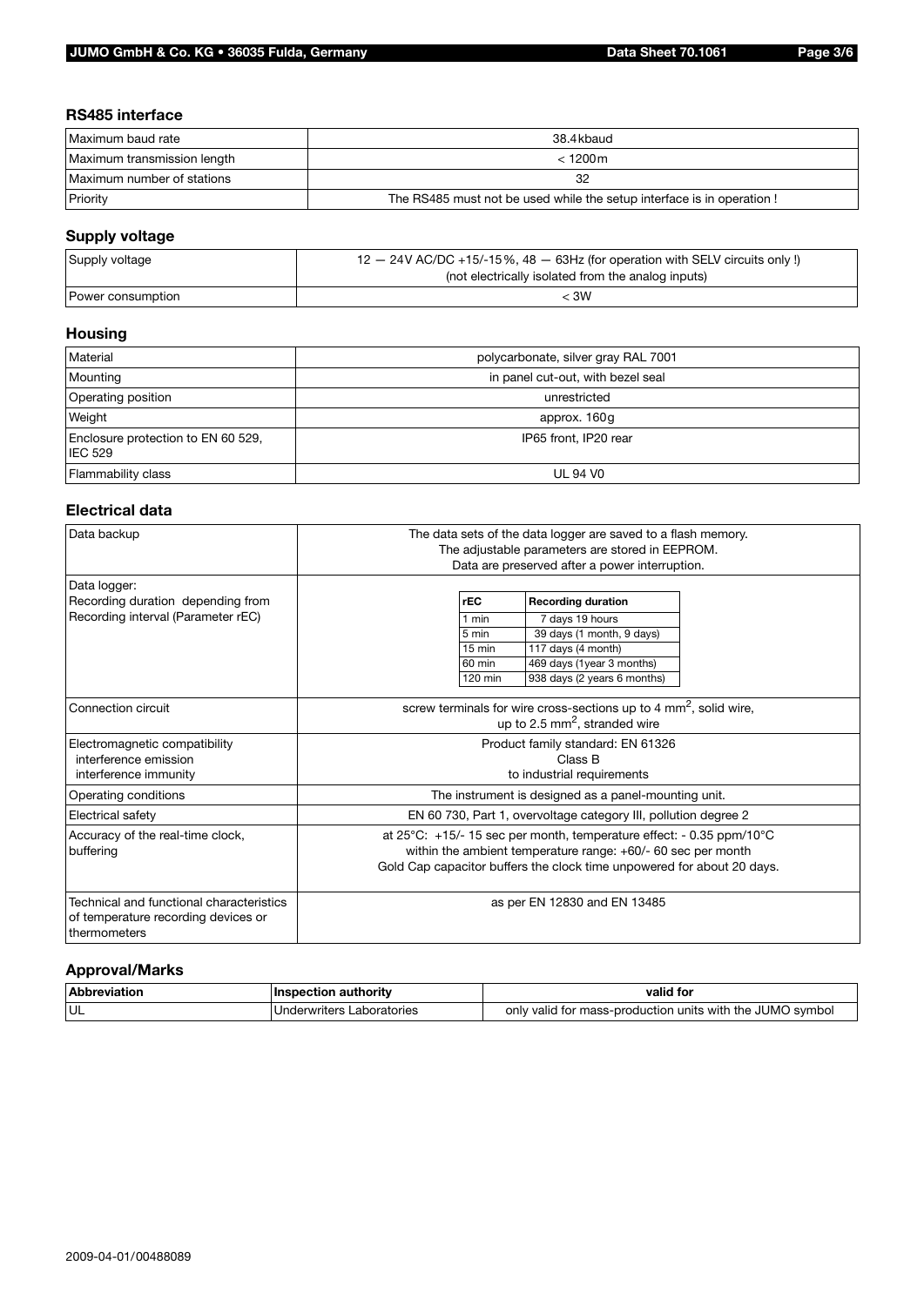## RS485 interface

| | |
|---|---|
| Maximum baud rate | 38.4kbaud |
| Maximum transmission length | < 1200m |
| Maximum number of stations | 32 |
| Priority | The RS485 must not be used while the setup interface is in operation ! |

## Supply voltage

| | |
|---|---|
| Supply voltage | 12 — 24V AC/DC +15/-15%, 48 — 63Hz (for operation with SELV circuits only !)<br>(not electrically isolated from the analog inputs) |
| Power consumption | < 3W |

## Housing

| | |
|---|---|
| Material | polycarbonate, silver gray RAL 7001 |
| Mounting | in panel cut-out, with bezel seal |
| Operating position | unrestricted |
| Weight | approx. 160g |
| Enclosure protection to EN 60 529, IEC 529 | IP65 front, IP20 rear |
| Flammability class | UL 94 V0 |

## Electrical data

| | |
|---|---|
| Data backup | The data sets of the data logger are saved to a flash memory.<br>The adjustable parameters are stored in EEPROM.<br>Data are preserved after a power interruption. |
| Data logger:<br>Recording duration depending from Recording interval (Parameter rEC) | **rEC** / **Recording duration**:<br>1 min: 7 days 19 hours<br>5 min: 39 days (1 month, 9 days)<br>15 min: 117 days (4 month)<br>60 min: 469 days (1year 3 months)<br>120 min: 938 days (2 years 6 months) |
| Connection circuit | screw terminals for wire cross-sections up to 4 $mm^2$, solid wire,<br>up to 2.5 $mm^2$, stranded wire |
| Electromagnetic compatibility<br>interference emission<br>interference immunity | Product family standard: EN 61326<br>Class B<br>to industrial requirements |
| Operating conditions | The instrument is designed as a panel-mounting unit. |
| Electrical safety | EN 60 730, Part 1, overvoltage category III, pollution degree 2 |
| Accuracy of the real-time clock, buffering | at 25°C: +15/- 15 sec per month, temperature effect: - 0.35 ppm/10°C<br>within the ambient temperature range: +60/- 60 sec per month<br>Gold Cap capacitor buffers the clock time unpowered for about 20 days. |
| Technical and functional characteristics of temperature recording devices or thermometers | as per EN 12830 and EN 13485 |

## Approval/Marks

| Abbreviation | Inspection authority | valid for |
|---|---|---|
| UL | Underwriters Laboratories | only valid for mass-production units with the JUMO symbol |

2009-04-01/00488089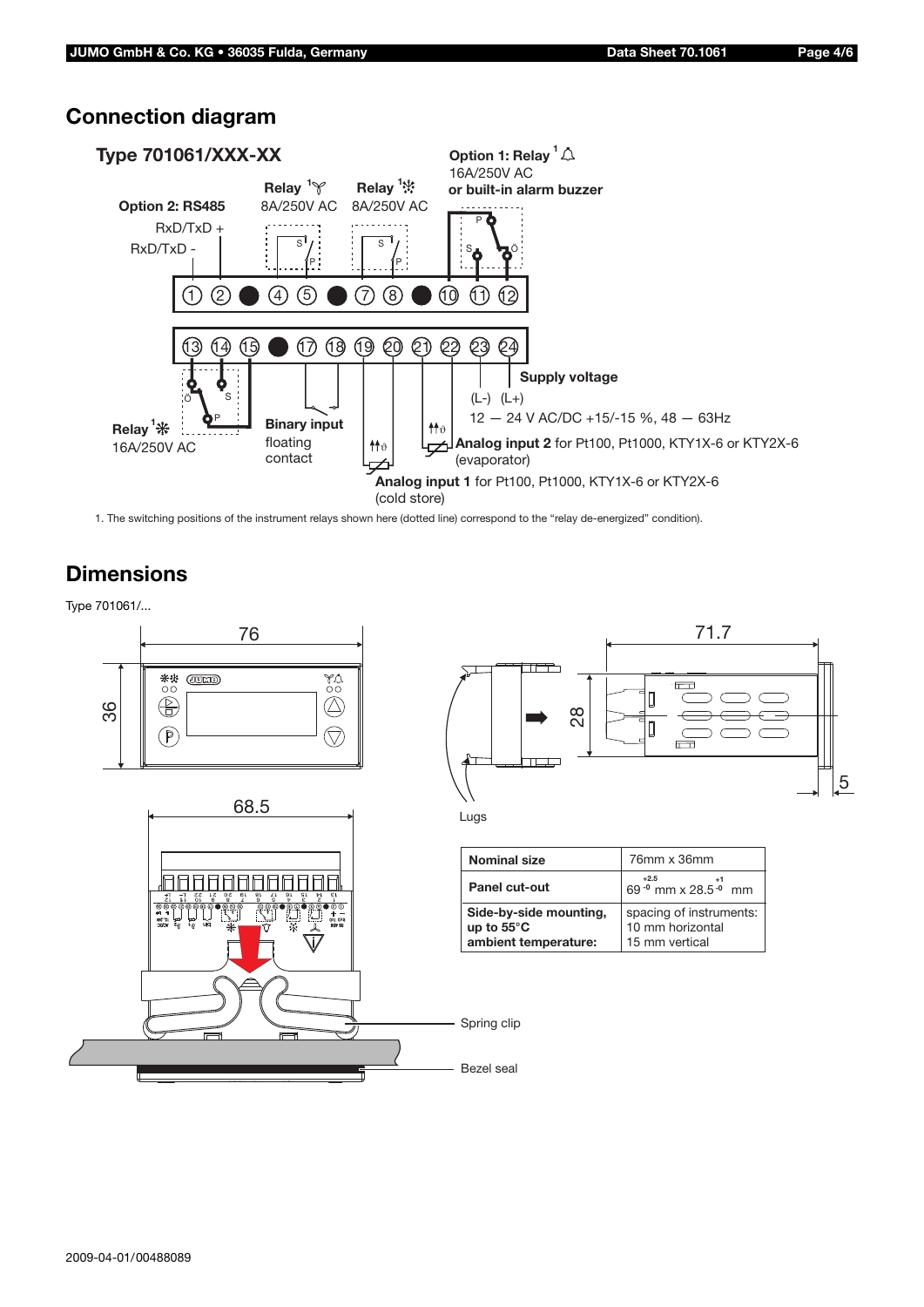## Connection diagram

### Type 701061/XXX-XX

Option 2: RS485
RxD/TxD +
RxD/TxD -

Relay [1] 8A/250V AC

Relay [1] 8A/250V AC

Option 1: Relay [1]
16A/250V AC
or built-in alarm buzzer

1 2 4 5 7 8 10 11 12

13 14 15 17 18 19 20 21 22 23 24

Relay [1]
16A/250V AC

Binary input
floating contact

Supply voltage
(L-) (L+)
12 — 24 V AC/DC +15/-15 %, 48 — 63Hz

**Analog input 2** for Pt100, Pt1000, KTY1X-6 or KTY2X-6 (evaporator)

**Analog input 1** for Pt100, Pt1000, KTY1X-6 or KTY2X-6 (cold store)

1. The switching positions of the instrument relays shown here (dotted line) correspond to the "relay de-energized" condition).

## Dimensions

Type 701061/...

76
36
68.5
71.7
28
5

Lugs

Spring clip

Bezel seal

| Nominal size | 76mm x 36mm |
|---|---|
| Panel cut-out | $69^{+2.5}_{-0}$ mm x $28.5^{+1}_{-0}$ mm |
| Side-by-side mounting, up to 55°C ambient temperature: | spacing of instruments: 10 mm horizontal 15 mm vertical |

2009-04-01/00488089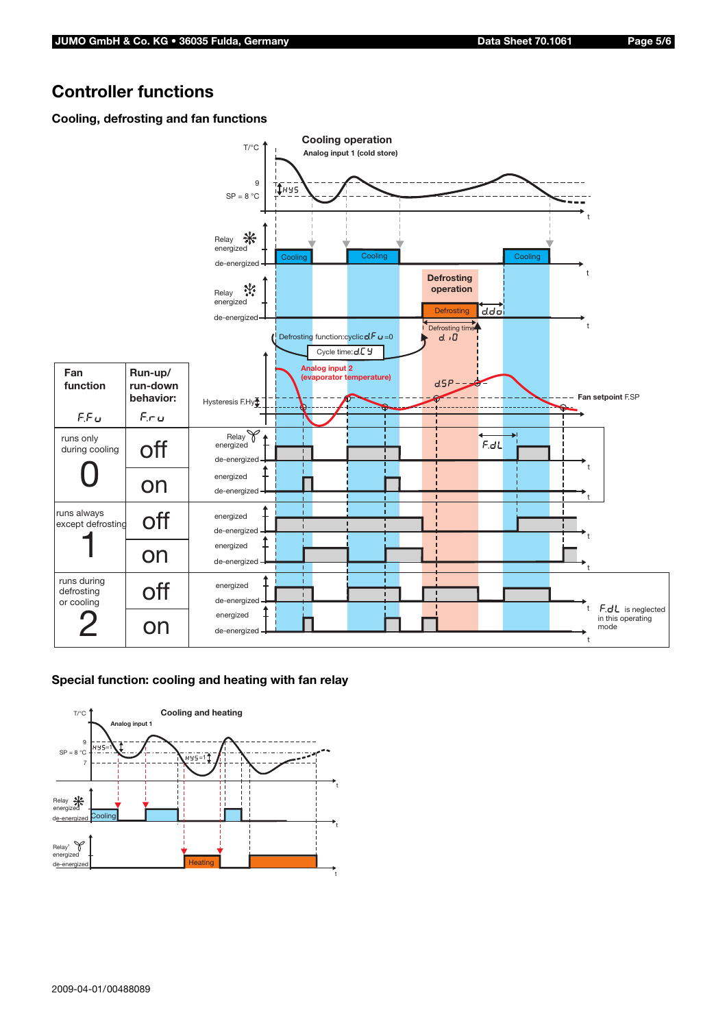# Controller functions

## Cooling, defrosting and fan functions

Cooling operation

Analog input 1 (cold store)

T/°C

9

SP = 8 °C

HYS

t

Relay energized

de-energized

Cooling

Cooling

Cooling

Defrosting operation

Relay energized

de-energized

Defrosting

ddo

Defrosting time d.iO

Defrosting function:cyclic dFu=0

Cycle time: dCY

Analog input 2 (evaporator temperature)

dSP

Hysteresis F.Hy

Fan setpoint F.SP

F.dL

| Fan function F.Fu | Run-up/ run-down behavior: F.ru |
|---|---|
| runs only during cooling 0 | off |
| | on |
| runs always except defrosting 1 | off |
| | on |
| runs during defrosting or cooling 2 | off |
| | on |

F.dL is neglected in this operating mode

## Special function: cooling and heating with fan relay

Cooling and heating

Analog input 1

T/°C

9

SP = 8 °C

7

HYS=1

HYS=1

Relay energized

de-energized

Cooling

Relay energized

de-energized

Heating

2009-04-01/00488089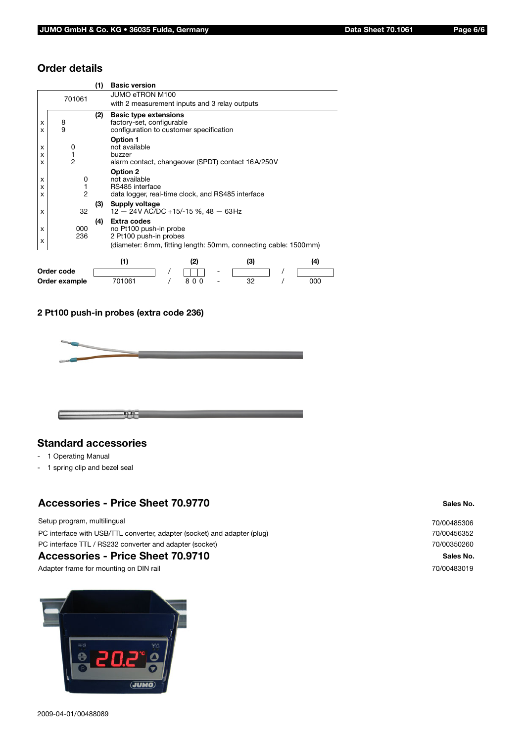## Order details

| | | | |
|---|---|---|---|
| | | (1) | **Basic version** |
| | 701061 | | JUMO eTRON M100 with 2 measurement inputs and 3 relay outputs |
| | | (2) | **Basic type extensions** |
| x | 8 | | factory-set, configurable |
| x | 9 | | configuration to customer specification |
| | | | **Option 1** |
| x | 0 | | not available |
| x | 1 | | buzzer |
| x | 2 | | alarm contact, changeover (SPDT) contact 16A/250V |
| | | | **Option 2** |
| x | 0 | | not available |
| x | 1 | | RS485 interface |
| x | 2 | | data logger, real-time clock, and RS485 interface |
| | | (3) | **Supply voltage** |
| x | 32 | | 12 — 24V AC/DC +15/-15 %, 48 — 63Hz |
| | | (4) | **Extra codes** |
| x | 000 | | no Pt100 push-in probe |
| x | 236 | | 2 Pt100 push-in probes (diameter: 6mm, fitting length: 50mm, connecting cable: 1500mm) |

| | (1) | | (2) | | (3) | | (4) |
|---|---|---|---|---|---|---|---|
| **Order code** | | / | | - | | / | |
| **Order example** | 701061 | / | 8 0 0 | - | 32 | / | 000 |

### 2 Pt100 push-in probes (extra code 236)

## Standard accessories

- 1 Operating Manual
- 1 spring clip and bezel seal

## Accessories - Price Sheet 70.9770

| | **Sales No.** |
|---|---|
| Setup program, multilingual | 70/00485306 |
| PC interface with USB/TTL converter, adapter (socket) and adapter (plug) | 70/00456352 |
| PC interface TTL / RS232 converter and adapter (socket) | 70/00350260 |

## Accessories - Price Sheet 70.9710

| | **Sales No.** |
|---|---|
| Adapter frame for mounting on DIN rail | 70/00483019 |

2009-04-01/00488089